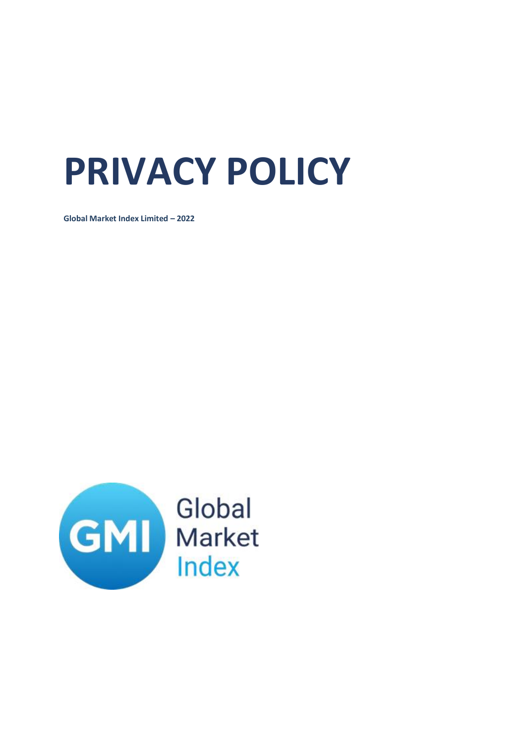# PRIVACY POLICY

**Global Market Index Limited – 2022**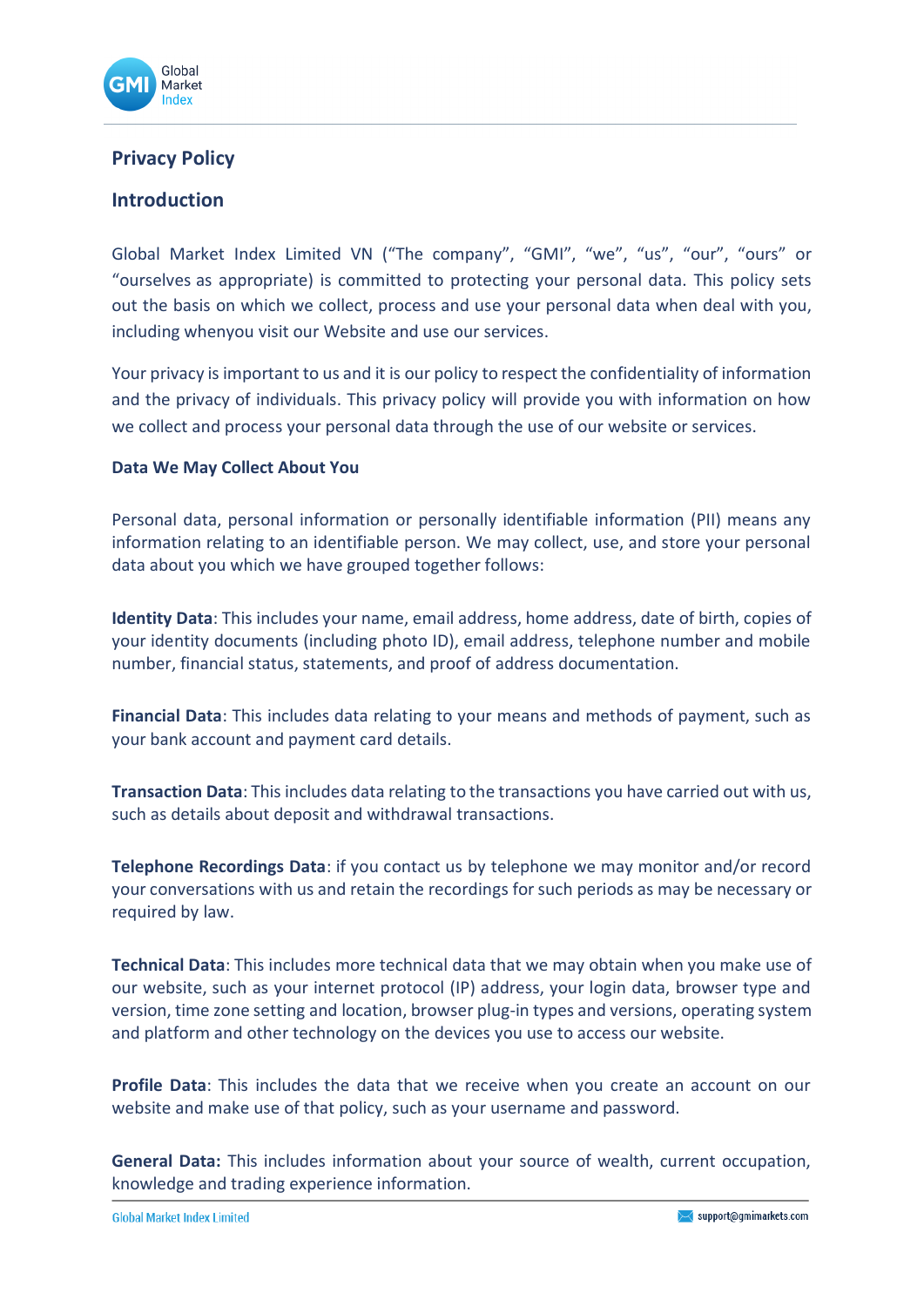## Privacy Policy

## Introduction

Global Market Index Limited VN (“The company”, “GMI”, “we”, “us”, “our”, “ours” or “ourselves as appropriate) is committed to protecting your personal data. This policy sets out the basis on which we collect, process and use your personal data when deal with you, including whenyou visit our Website and use our services.

Your privacy is important to us and it is our policy to respect the confidentiality of information and the privacy of individuals. This privacy policy will provide you with information on how we collect and process your personal data through the use of our website or services.

**Data We May Collect About You**

Personal data, personal information or personally identifiable information (PII) means any information relating to an identifiable person. We may collect, use, and store your personal data about you which we have grouped together follows:

**Identity Data**: This includes your name, email address, home address, date of birth, copies of your identity documents (including photo ID), email address, telephone number and mobile number, financial status, statements, and proof of address documentation.

**Financial Data**: This includes data relating to your means and methods of payment, such as your bank account and payment card details.

**Transaction Data**: This includes data relating to the transactions you have carried out with us, such as details about deposit and withdrawal transactions.

**Telephone Recordings Data**: if you contact us by telephone we may monitor and/or record your conversations with us and retain the recordings for such periods as may be necessary or required by law.

**Technical Data**: This includes more technical data that we may obtain when you make use of our website, such as your internet protocol (IP) address, your login data, browser type and version, time zone setting and location, browser plug-in types and versions, operating system and platform and other technology on the devices you use to access our website.

**Profile Data**: This includes the data that we receive when you create an account on our website and make use of that policy, such as your username and password.

**General Data:** This includes information about your source of wealth, current occupation, knowledge and trading experience information.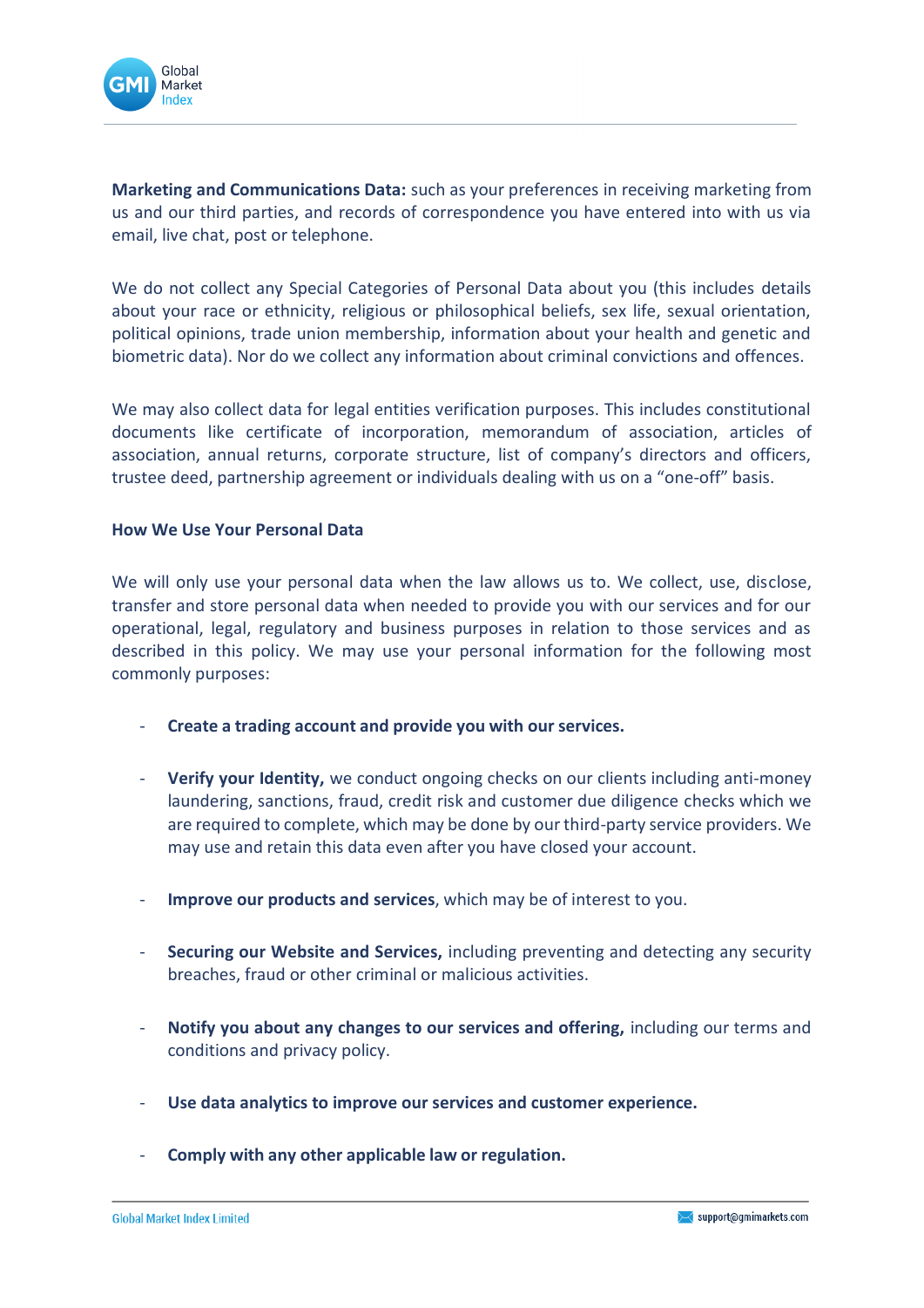**Marketing and Communications Data:** such as your preferences in receiving marketing from us and our third parties, and records of correspondence you have entered into with us via email, live chat, post or telephone.

We do not collect any Special Categories of Personal Data about you (this includes details about your race or ethnicity, religious or philosophical beliefs, sex life, sexual orientation, political opinions, trade union membership, information about your health and genetic and biometric data). Nor do we collect any information about criminal convictions and offences.

We may also collect data for legal entities verification purposes. This includes constitutional documents like certificate of incorporation, memorandum of association, articles of association, annual returns, corporate structure, list of company's directors and officers, trustee deed, partnership agreement or individuals dealing with us on a "one-off" basis.

**How We Use Your Personal Data**

We will only use your personal data when the law allows us to. We collect, use, disclose, transfer and store personal data when needed to provide you with our services and for our operational, legal, regulatory and business purposes in relation to those services and as described in this policy. We may use your personal information for the following most commonly purposes:

- **Create a trading account and provide you with our services.**
- **Verify your Identity,** we conduct ongoing checks on our clients including anti-money laundering, sanctions, fraud, credit risk and customer due diligence checks which we are required to complete, which may be done by our third-party service providers. We may use and retain this data even after you have closed your account.
- **Improve our products and services**, which may be of interest to you.
- **Securing our Website and Services,** including preventing and detecting any security breaches, fraud or other criminal or malicious activities.
- **Notify you about any changes to our services and offering,** including our terms and conditions and privacy policy.
- **Use data analytics to improve our services and customer experience.**
- **Comply with any other applicable law or regulation.**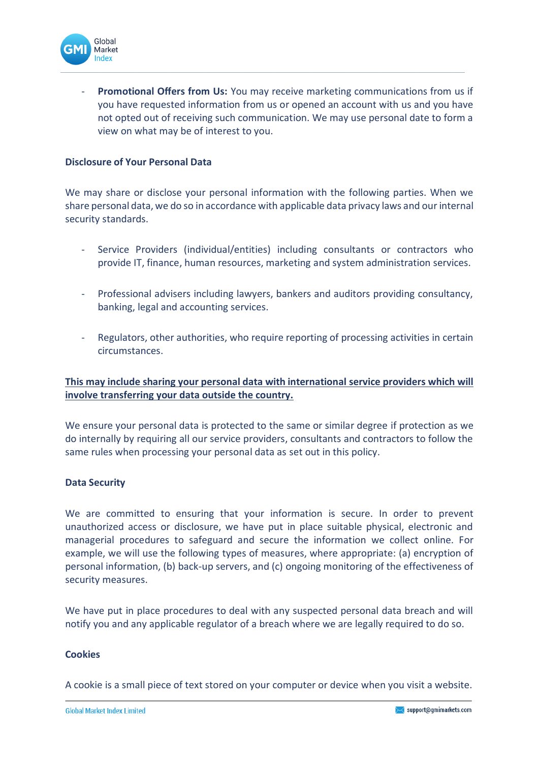- **Promotional Offers from Us:** You may receive marketing communications from us if you have requested information from us or opened an account with us and you have not opted out of receiving such communication. We may use personal date to form a view on what may be of interest to you.

**Disclosure of Your Personal Data**

We may share or disclose your personal information with the following parties. When we share personal data, we do so in accordance with applicable data privacy laws and our internal security standards.

- Service Providers (individual/entities) including consultants or contractors who provide IT, finance, human resources, marketing and system administration services.

- Professional advisers including lawyers, bankers and auditors providing consultancy, banking, legal and accounting services.

- Regulators, other authorities, who require reporting of processing activities in certain circumstances.

**<u>This may include sharing your personal data with international service providers which will involve transferring your data outside the country.</u>**

We ensure your personal data is protected to the same or similar degree if protection as we do internally by requiring all our service providers, consultants and contractors to follow the same rules when processing your personal data as set out in this policy.

**Data Security**

We are committed to ensuring that your information is secure. In order to prevent unauthorized access or disclosure, we have put in place suitable physical, electronic and managerial procedures to safeguard and secure the information we collect online. For example, we will use the following types of measures, where appropriate: (a) encryption of personal information, (b) back-up servers, and (c) ongoing monitoring of the effectiveness of security measures.

We have put in place procedures to deal with any suspected personal data breach and will notify you and any applicable regulator of a breach where we are legally required to do so.

**Cookies**

A cookie is a small piece of text stored on your computer or device when you visit a website.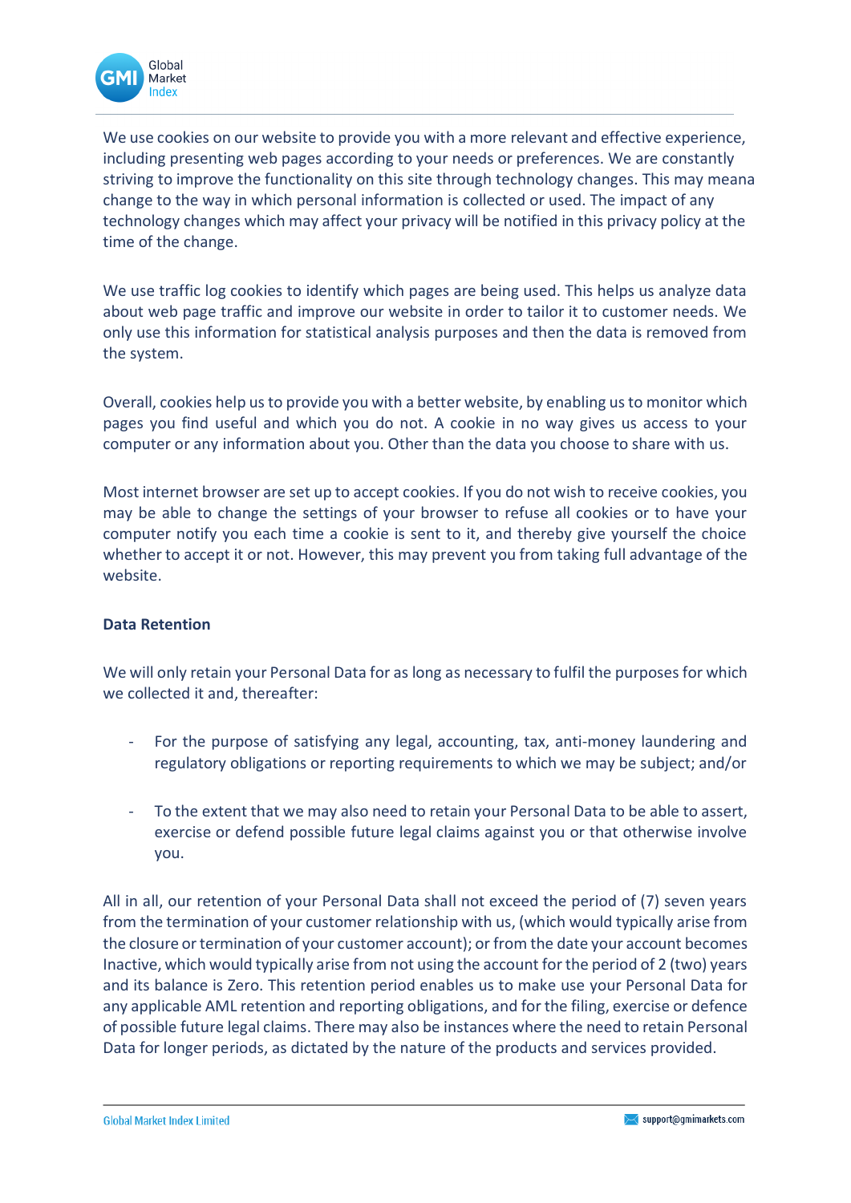We use cookies on our website to provide you with a more relevant and effective experience, including presenting web pages according to your needs or preferences. We are constantly striving to improve the functionality on this site through technology changes. This may meana change to the way in which personal information is collected or used. The impact of any technology changes which may affect your privacy will be notified in this privacy policy at the time of the change.

We use traffic log cookies to identify which pages are being used. This helps us analyze data about web page traffic and improve our website in order to tailor it to customer needs. We only use this information for statistical analysis purposes and then the data is removed from the system.

Overall, cookies help us to provide you with a better website, by enabling us to monitor which pages you find useful and which you do not. A cookie in no way gives us access to your computer or any information about you. Other than the data you choose to share with us.

Most internet browser are set up to accept cookies. If you do not wish to receive cookies, you may be able to change the settings of your browser to refuse all cookies or to have your computer notify you each time a cookie is sent to it, and thereby give yourself the choice whether to accept it or not. However, this may prevent you from taking full advantage of the website.

**Data Retention**

We will only retain your Personal Data for as long as necessary to fulfil the purposes for which we collected it and, thereafter:

- For the purpose of satisfying any legal, accounting, tax, anti-money laundering and regulatory obligations or reporting requirements to which we may be subject; and/or

- To the extent that we may also need to retain your Personal Data to be able to assert, exercise or defend possible future legal claims against you or that otherwise involve you.

All in all, our retention of your Personal Data shall not exceed the period of (7) seven years from the termination of your customer relationship with us, (which would typically arise from the closure or termination of your customer account); or from the date your account becomes Inactive, which would typically arise from not using the account for the period of 2 (two) years and its balance is Zero. This retention period enables us to make use your Personal Data for any applicable AML retention and reporting obligations, and for the filing, exercise or defence of possible future legal claims. There may also be instances where the need to retain Personal Data for longer periods, as dictated by the nature of the products and services provided.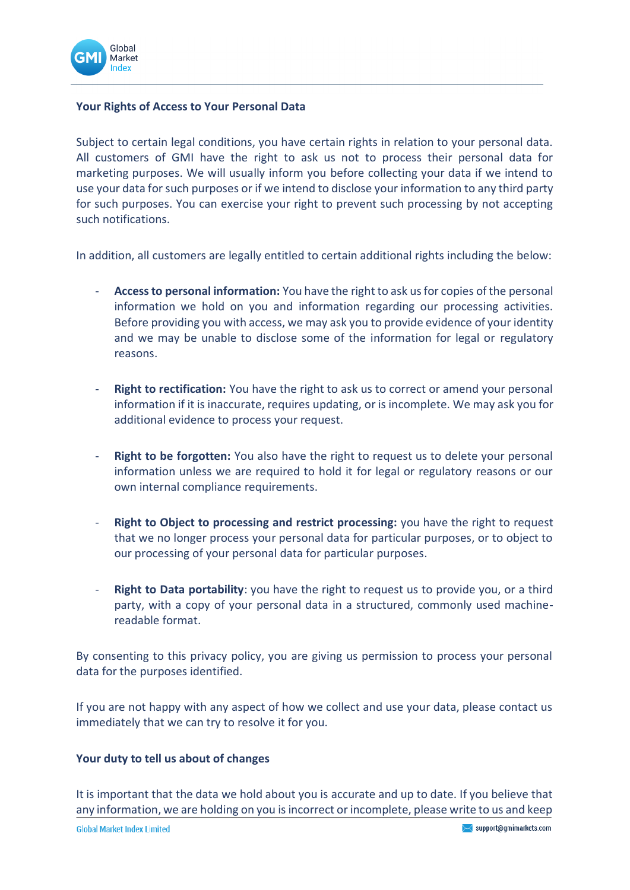## Your Rights of Access to Your Personal Data

Subject to certain legal conditions, you have certain rights in relation to your personal data. All customers of GMI have the right to ask us not to process their personal data for marketing purposes. We will usually inform you before collecting your data if we intend to use your data for such purposes or if we intend to disclose your information to any third party for such purposes. You can exercise your right to prevent such processing by not accepting such notifications.

In addition, all customers are legally entitled to certain additional rights including the below:

- **Access to personal information:** You have the right to ask us for copies of the personal information we hold on you and information regarding our processing activities. Before providing you with access, we may ask you to provide evidence of your identity and we may be unable to disclose some of the information for legal or regulatory reasons.

- **Right to rectification:** You have the right to ask us to correct or amend your personal information if it is inaccurate, requires updating, or is incomplete. We may ask you for additional evidence to process your request.

- **Right to be forgotten:** You also have the right to request us to delete your personal information unless we are required to hold it for legal or regulatory reasons or our own internal compliance requirements.

- **Right to Object to processing and restrict processing:** you have the right to request that we no longer process your personal data for particular purposes, or to object to our processing of your personal data for particular purposes.

- **Right to Data portability**: you have the right to request us to provide you, or a third party, with a copy of your personal data in a structured, commonly used machine-readable format.

By consenting to this privacy policy, you are giving us permission to process your personal data for the purposes identified.

If you are not happy with any aspect of how we collect and use your data, please contact us immediately that we can try to resolve it for you.

## Your duty to tell us about of changes

It is important that the data we hold about you is accurate and up to date. If you believe that any information, we are holding on you is incorrect or incomplete, please write to us and keep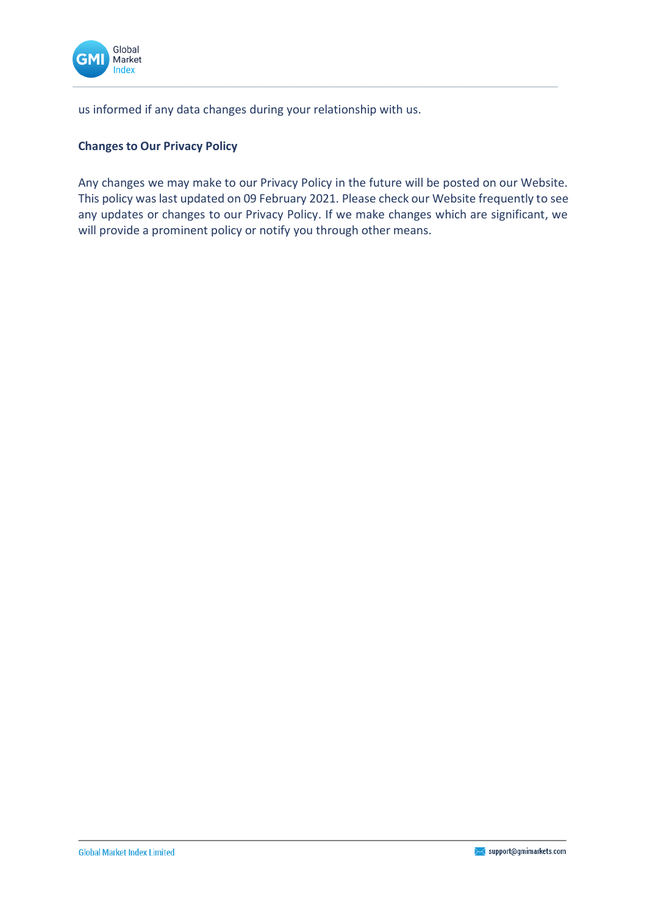us informed if any data changes during your relationship with us.

**Changes to Our Privacy Policy**

Any changes we may make to our Privacy Policy in the future will be posted on our Website. This policy was last updated on 09 February 2021. Please check our Website frequently to see any updates or changes to our Privacy Policy. If we make changes which are significant, we will provide a prominent policy or notify you through other means.